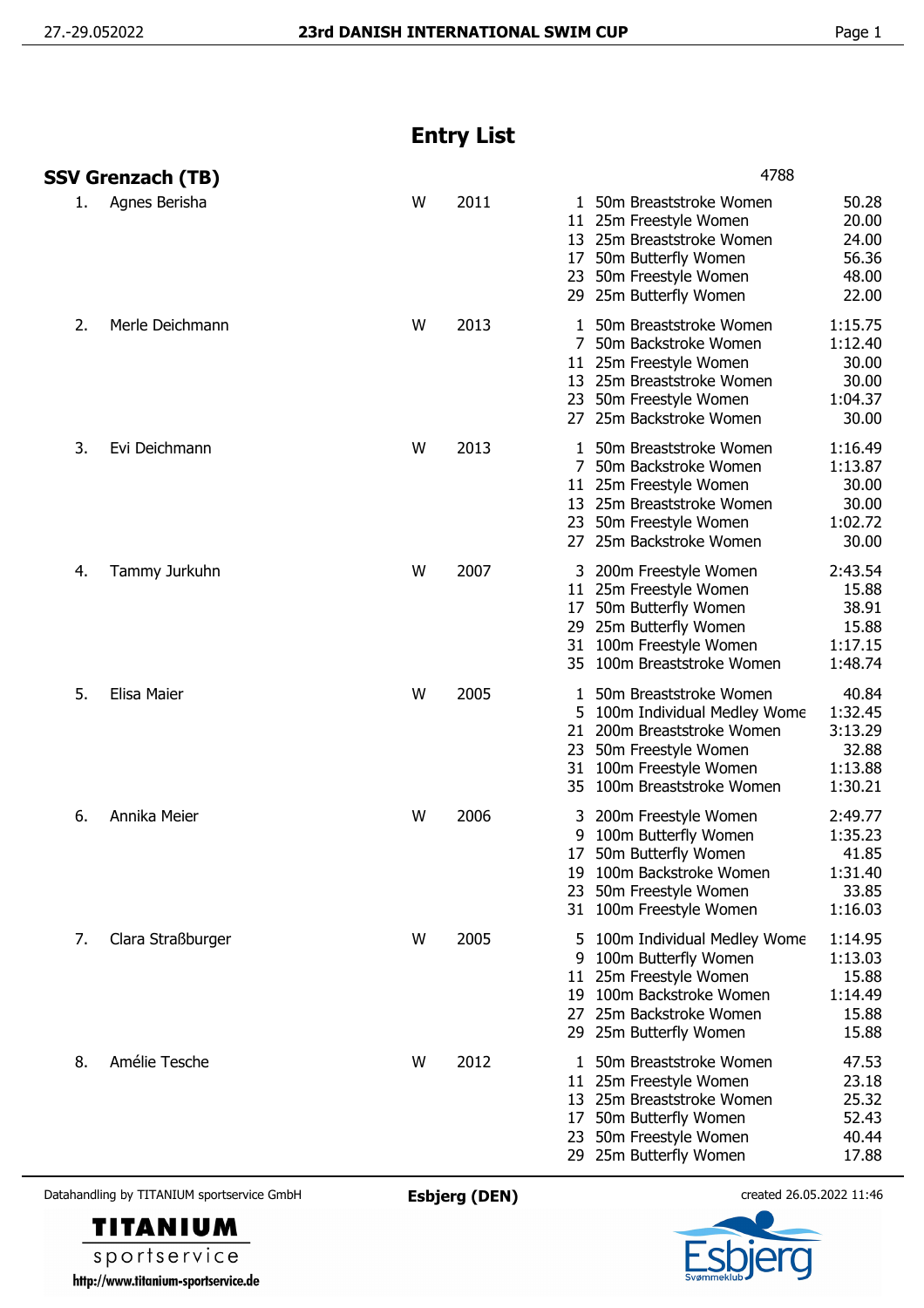# Entry List

## SSV Grenzach (TB)

4788

| # | Name | Sex | Year | Event No. | Event | Entry Time |
|---|---|---|---|---|---|---|
| 1. | Agnes Berisha | W | 2011 | 1 | 50m Breaststroke Women | 50.28 |
| | | | | 11 | 25m Freestyle Women | 20.00 |
| | | | | 13 | 25m Breaststroke Women | 24.00 |
| | | | | 17 | 50m Butterfly Women | 56.36 |
| | | | | 23 | 50m Freestyle Women | 48.00 |
| | | | | 29 | 25m Butterfly Women | 22.00 |
| 2. | Merle Deichmann | W | 2013 | 1 | 50m Breaststroke Women | 1:15.75 |
| | | | | 7 | 50m Backstroke Women | 1:12.40 |
| | | | | 11 | 25m Freestyle Women | 30.00 |
| | | | | 13 | 25m Breaststroke Women | 30.00 |
| | | | | 23 | 50m Freestyle Women | 1:04.37 |
| | | | | 27 | 25m Backstroke Women | 30.00 |
| 3. | Evi Deichmann | W | 2013 | 1 | 50m Breaststroke Women | 1:16.49 |
| | | | | 7 | 50m Backstroke Women | 1:13.87 |
| | | | | 11 | 25m Freestyle Women | 30.00 |
| | | | | 13 | 25m Breaststroke Women | 30.00 |
| | | | | 23 | 50m Freestyle Women | 1:02.72 |
| | | | | 27 | 25m Backstroke Women | 30.00 |
| 4. | Tammy Jurkuhn | W | 2007 | 3 | 200m Freestyle Women | 2:43.54 |
| | | | | 11 | 25m Freestyle Women | 15.88 |
| | | | | 17 | 50m Butterfly Women | 38.91 |
| | | | | 29 | 25m Butterfly Women | 15.88 |
| | | | | 31 | 100m Freestyle Women | 1:17.15 |
| | | | | 35 | 100m Breaststroke Women | 1:48.74 |
| 5. | Elisa Maier | W | 2005 | 1 | 50m Breaststroke Women | 40.84 |
| | | | | 5 | 100m Individual Medley Wome | 1:32.45 |
| | | | | 21 | 200m Breaststroke Women | 3:13.29 |
| | | | | 23 | 50m Freestyle Women | 32.88 |
| | | | | 31 | 100m Freestyle Women | 1:13.88 |
| | | | | 35 | 100m Breaststroke Women | 1:30.21 |
| 6. | Annika Meier | W | 2006 | 3 | 200m Freestyle Women | 2:49.77 |
| | | | | 9 | 100m Butterfly Women | 1:35.23 |
| | | | | 17 | 50m Butterfly Women | 41.85 |
| | | | | 19 | 100m Backstroke Women | 1:31.40 |
| | | | | 23 | 50m Freestyle Women | 33.85 |
| | | | | 31 | 100m Freestyle Women | 1:16.03 |
| 7. | Clara Straßburger | W | 2005 | 5 | 100m Individual Medley Wome | 1:14.95 |
| | | | | 9 | 100m Butterfly Women | 1:13.03 |
| | | | | 11 | 25m Freestyle Women | 15.88 |
| | | | | 19 | 100m Backstroke Women | 1:14.49 |
| | | | | 27 | 25m Backstroke Women | 15.88 |
| | | | | 29 | 25m Butterfly Women | 15.88 |
| 8. | Amélie Tesche | W | 2012 | 1 | 50m Breaststroke Women | 47.53 |
| | | | | 11 | 25m Freestyle Women | 23.18 |
| | | | | 13 | 25m Breaststroke Women | 25.32 |
| | | | | 17 | 50m Butterfly Women | 52.43 |
| | | | | 23 | 50m Freestyle Women | 40.44 |
| | | | | 29 | 25m Butterfly Women | 17.88 |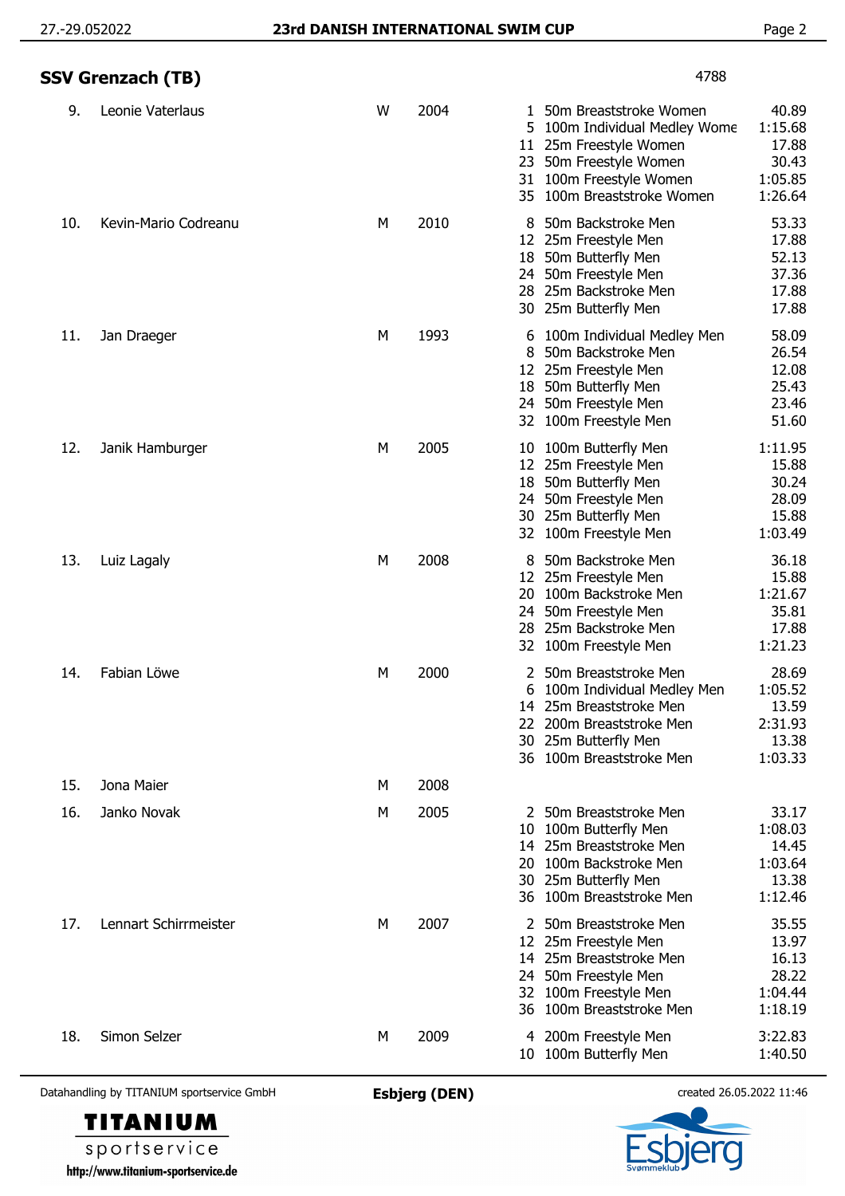## SSV Grenzach (TB)

4788

| No. | Name | Sex | Year | Event No. | Event | Time |
|---|---|---|---|---|---|---|
| 9. | Leonie Vaterlaus | W | 2004 | 1 | 50m Breaststroke Women | 40.89 |
| | | | | 5 | 100m Individual Medley Wome | 1:15.68 |
| | | | | 11 | 25m Freestyle Women | 17.88 |
| | | | | 23 | 50m Freestyle Women | 30.43 |
| | | | | 31 | 100m Freestyle Women | 1:05.85 |
| | | | | 35 | 100m Breaststroke Women | 1:26.64 |
| 10. | Kevin-Mario Codreanu | M | 2010 | 8 | 50m Backstroke Men | 53.33 |
| | | | | 12 | 25m Freestyle Men | 17.88 |
| | | | | 18 | 50m Butterfly Men | 52.13 |
| | | | | 24 | 50m Freestyle Men | 37.36 |
| | | | | 28 | 25m Backstroke Men | 17.88 |
| | | | | 30 | 25m Butterfly Men | 17.88 |
| 11. | Jan Draeger | M | 1993 | 6 | 100m Individual Medley Men | 58.09 |
| | | | | 8 | 50m Backstroke Men | 26.54 |
| | | | | 12 | 25m Freestyle Men | 12.08 |
| | | | | 18 | 50m Butterfly Men | 25.43 |
| | | | | 24 | 50m Freestyle Men | 23.46 |
| | | | | 32 | 100m Freestyle Men | 51.60 |
| 12. | Janik Hamburger | M | 2005 | 10 | 100m Butterfly Men | 1:11.95 |
| | | | | 12 | 25m Freestyle Men | 15.88 |
| | | | | 18 | 50m Butterfly Men | 30.24 |
| | | | | 24 | 50m Freestyle Men | 28.09 |
| | | | | 30 | 25m Butterfly Men | 15.88 |
| | | | | 32 | 100m Freestyle Men | 1:03.49 |
| 13. | Luiz Lagaly | M | 2008 | 8 | 50m Backstroke Men | 36.18 |
| | | | | 12 | 25m Freestyle Men | 15.88 |
| | | | | 20 | 100m Backstroke Men | 1:21.67 |
| | | | | 24 | 50m Freestyle Men | 35.81 |
| | | | | 28 | 25m Backstroke Men | 17.88 |
| | | | | 32 | 100m Freestyle Men | 1:21.23 |
| 14. | Fabian Löwe | M | 2000 | 2 | 50m Breaststroke Men | 28.69 |
| | | | | 6 | 100m Individual Medley Men | 1:05.52 |
| | | | | 14 | 25m Breaststroke Men | 13.59 |
| | | | | 22 | 200m Breaststroke Men | 2:31.93 |
| | | | | 30 | 25m Butterfly Men | 13.38 |
| | | | | 36 | 100m Breaststroke Men | 1:03.33 |
| 15. | Jona Maier | M | 2008 | | | |
| 16. | Janko Novak | M | 2005 | 2 | 50m Breaststroke Men | 33.17 |
| | | | | 10 | 100m Butterfly Men | 1:08.03 |
| | | | | 14 | 25m Breaststroke Men | 14.45 |
| | | | | 20 | 100m Backstroke Men | 1:03.64 |
| | | | | 30 | 25m Butterfly Men | 13.38 |
| | | | | 36 | 100m Breaststroke Men | 1:12.46 |
| 17. | Lennart Schirrmeister | M | 2007 | 2 | 50m Breaststroke Men | 35.55 |
| | | | | 12 | 25m Freestyle Men | 13.97 |
| | | | | 14 | 25m Breaststroke Men | 16.13 |
| | | | | 24 | 50m Freestyle Men | 28.22 |
| | | | | 32 | 100m Freestyle Men | 1:04.44 |
| | | | | 36 | 100m Breaststroke Men | 1:18.19 |
| 18. | Simon Selzer | M | 2009 | 4 | 200m Freestyle Men | 3:22.83 |
| | | | | 10 | 100m Butterfly Men | 1:40.50 |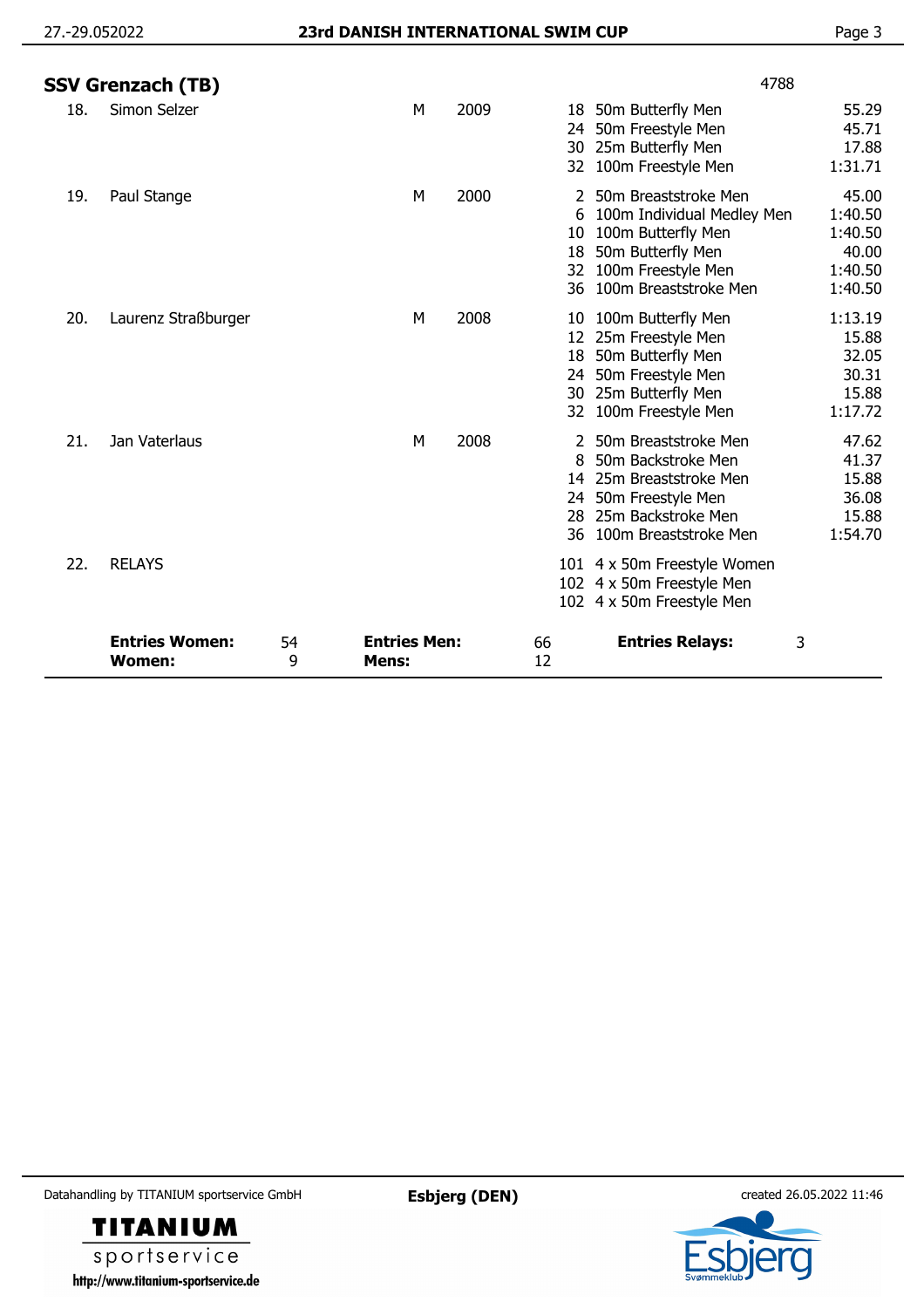## SSV Grenzach (TB)

4788

| | | | | | | |
|---|---|---|---|---|---|---|
| 18. | Simon Selzer | M | 2009 | 18 | 50m Butterfly Men | 55.29 |
| | | | | 24 | 50m Freestyle Men | 45.71 |
| | | | | 30 | 25m Butterfly Men | 17.88 |
| | | | | 32 | 100m Freestyle Men | 1:31.71 |
| 19. | Paul Stange | M | 2000 | 2 | 50m Breaststroke Men | 45.00 |
| | | | | 6 | 100m Individual Medley Men | 1:40.50 |
| | | | | 10 | 100m Butterfly Men | 1:40.50 |
| | | | | 18 | 50m Butterfly Men | 40.00 |
| | | | | 32 | 100m Freestyle Men | 1:40.50 |
| | | | | 36 | 100m Breaststroke Men | 1:40.50 |
| 20. | Laurenz Straßburger | M | 2008 | 10 | 100m Butterfly Men | 1:13.19 |
| | | | | 12 | 25m Freestyle Men | 15.88 |
| | | | | 18 | 50m Butterfly Men | 32.05 |
| | | | | 24 | 50m Freestyle Men | 30.31 |
| | | | | 30 | 25m Butterfly Men | 15.88 |
| | | | | 32 | 100m Freestyle Men | 1:17.72 |
| 21. | Jan Vaterlaus | M | 2008 | 2 | 50m Breaststroke Men | 47.62 |
| | | | | 8 | 50m Backstroke Men | 41.37 |
| | | | | 14 | 25m Breaststroke Men | 15.88 |
| | | | | 24 | 50m Freestyle Men | 36.08 |
| | | | | 28 | 25m Backstroke Men | 15.88 |
| | | | | 36 | 100m Breaststroke Men | 1:54.70 |
| 22. | RELAYS | | | 101 | 4 x 50m Freestyle Women | |
| | | | | 102 | 4 x 50m Freestyle Men | |
| | | | | 102 | 4 x 50m Freestyle Men | |

| | | | | | |
|---|---|---|---|---|---|
| **Entries Women:** | 54 | **Entries Men:** | 66 | **Entries Relays:** | 3 |
| **Women:** | 9 | **Mens:** | 12 | | |

Datahandling by TITANIUM sportservice GmbH | **Esbjerg (DEN)** | created 26.05.2022 11:46